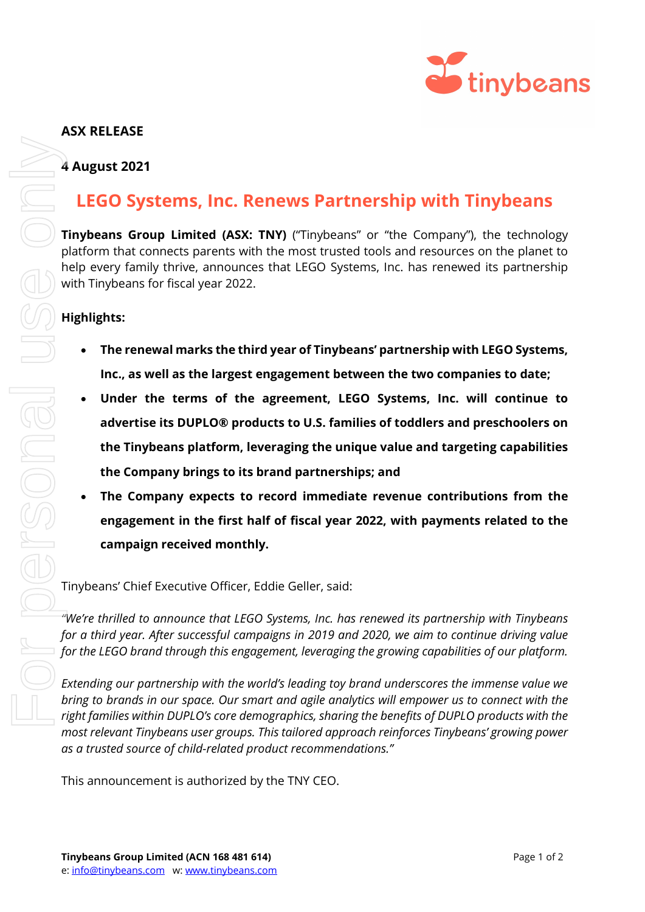**ASX RELEASE**

**4 August 2021**

# LEGO Systems, Inc. Renews Partnership with Tinybeans

**Tinybeans Group Limited (ASX: TNY)** ("Tinybeans" or "the Company"), the technology platform that connects parents with the most trusted tools and resources on the planet to help every family thrive, announces that LEGO Systems, Inc. has renewed its partnership with Tinybeans for fiscal year 2022.

**Highlights:**

- **The renewal marks the third year of Tinybeans' partnership with LEGO Systems, Inc., as well as the largest engagement between the two companies to date;**
- **Under the terms of the agreement, LEGO Systems, Inc. will continue to advertise its DUPLO® products to U.S. families of toddlers and preschoolers on the Tinybeans platform, leveraging the unique value and targeting capabilities the Company brings to its brand partnerships; and**
- **The Company expects to record immediate revenue contributions from the engagement in the first half of fiscal year 2022, with payments related to the campaign received monthly.**

Tinybeans' Chief Executive Officer, Eddie Geller, said:

*"We're thrilled to announce that LEGO Systems, Inc. has renewed its partnership with Tinybeans for a third year. After successful campaigns in 2019 and 2020, we aim to continue driving value for the LEGO brand through this engagement, leveraging the growing capabilities of our platform.*

*Extending our partnership with the world's leading toy brand underscores the immense value we bring to brands in our space. Our smart and agile analytics will empower us to connect with the right families within DUPLO's core demographics, sharing the benefits of DUPLO products with the most relevant Tinybeans user groups. This tailored approach reinforces Tinybeans' growing power as a trusted source of child-related product recommendations."*

This announcement is authorized by the TNY CEO.

**Tinybeans Group Limited (ACN 168 481 614)**
e: info@tinybeans.com w: www.tinybeans.com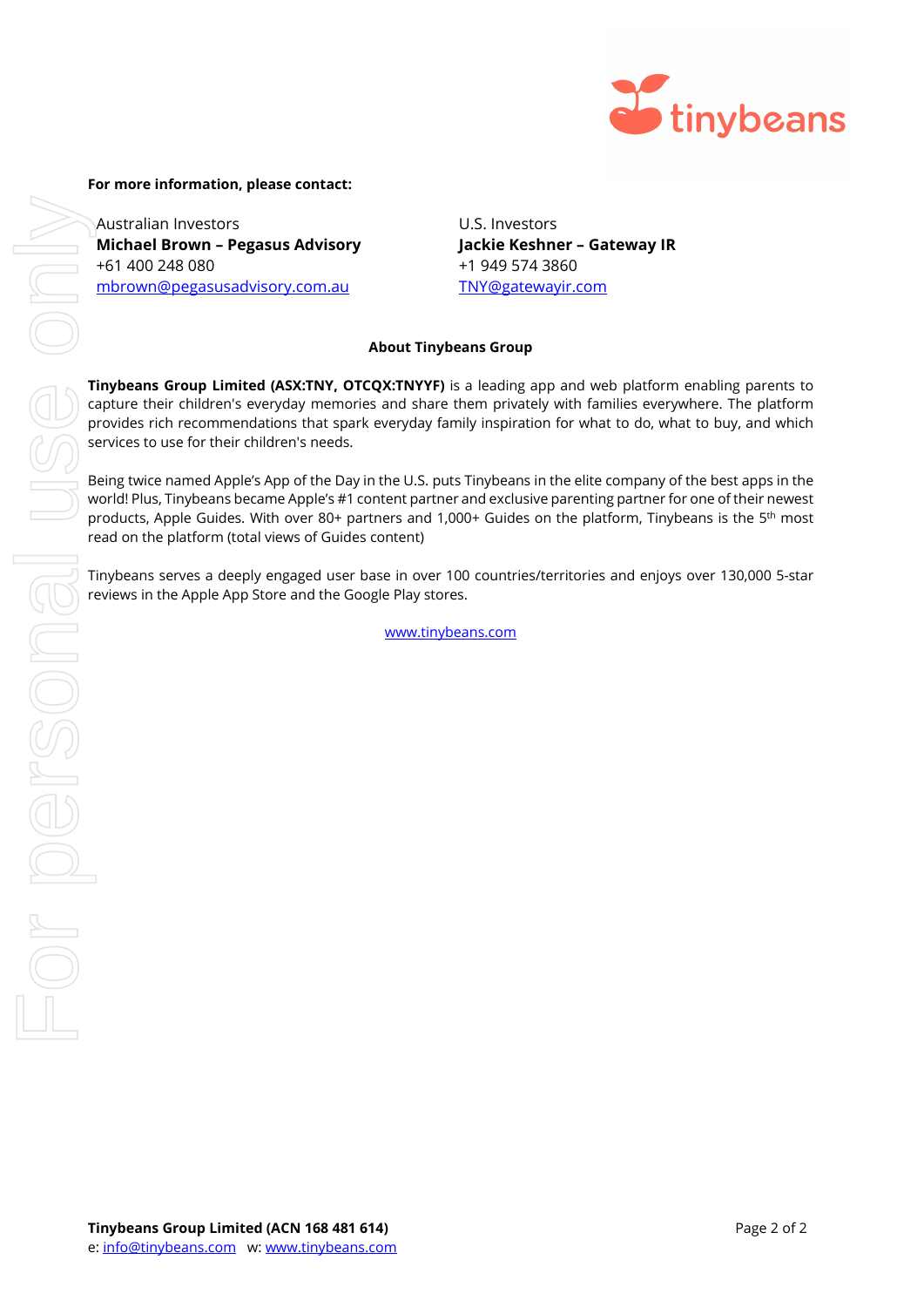**For more information, please contact:**

Australian Investors
**Michael Brown – Pegasus Advisory**
+61 400 248 080
mbrown@pegasusadvisory.com.au

U.S. Investors
**Jackie Keshner – Gateway IR**
+1 949 574 3860
TNY@gatewayir.com

**About Tinybeans Group**

**Tinybeans Group Limited (ASX:TNY, OTCQX:TNYYF)** is a leading app and web platform enabling parents to capture their children's everyday memories and share them privately with families everywhere. The platform provides rich recommendations that spark everyday family inspiration for what to do, what to buy, and which services to use for their children's needs.

Being twice named Apple's App of the Day in the U.S. puts Tinybeans in the elite company of the best apps in the world! Plus, Tinybeans became Apple's #1 content partner and exclusive parenting partner for one of their newest products, Apple Guides. With over 80+ partners and 1,000+ Guides on the platform, Tinybeans is the 5th most read on the platform (total views of Guides content)

Tinybeans serves a deeply engaged user base in over 100 countries/territories and enjoys over 130,000 5-star reviews in the Apple App Store and the Google Play stores.

www.tinybeans.com

**Tinybeans Group Limited (ACN 168 481 614)**
e: info@tinybeans.com w: www.tinybeans.com